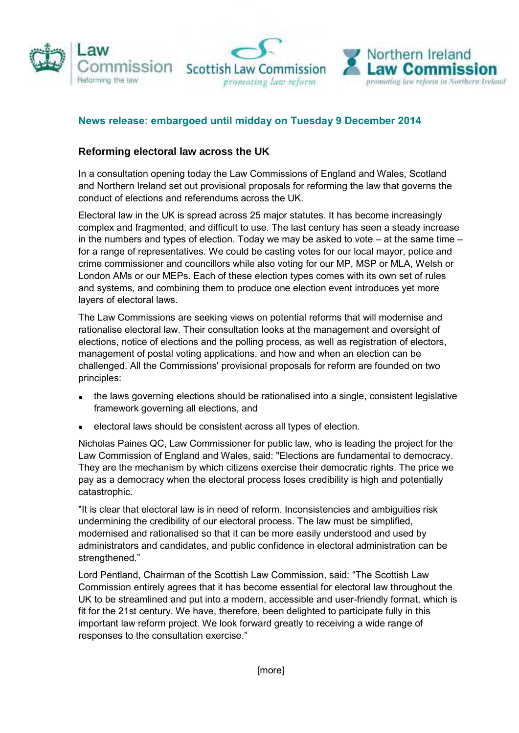Law Commission
Reforming the law

Scottish Law Commission
*promoting law reform*

Northern Ireland Law Commission
*promoting law reform in Northern Ireland*

**News release: embargoed until midday on Tuesday 9 December 2014**

## Reforming electoral law across the UK

In a consultation opening today the Law Commissions of England and Wales, Scotland and Northern Ireland set out provisional proposals for reforming the law that governs the conduct of elections and referendums across the UK.

Electoral law in the UK is spread across 25 major statutes. It has become increasingly complex and fragmented, and difficult to use. The last century has seen a steady increase in the numbers and types of election. Today we may be asked to vote – at the same time – for a range of representatives. We could be casting votes for our local mayor, police and crime commissioner and councillors while also voting for our MP, MSP or MLA, Welsh or London AMs or our MEPs. Each of these election types comes with its own set of rules and systems, and combining them to produce one election event introduces yet more layers of electoral laws.

The Law Commissions are seeking views on potential reforms that will modernise and rationalise electoral law. Their consultation looks at the management and oversight of elections, notice of elections and the polling process, as well as registration of electors, management of postal voting applications, and how and when an election can be challenged. All the Commissions' provisional proposals for reform are founded on two principles:

- the laws governing elections should be rationalised into a single, consistent legislative framework governing all elections, and
- electoral laws should be consistent across all types of election.

Nicholas Paines QC, Law Commissioner for public law, who is leading the project for the Law Commission of England and Wales, said: "Elections are fundamental to democracy. They are the mechanism by which citizens exercise their democratic rights. The price we pay as a democracy when the electoral process loses credibility is high and potentially catastrophic.

"It is clear that electoral law is in need of reform. Inconsistencies and ambiguities risk undermining the credibility of our electoral process. The law must be simplified, modernised and rationalised so that it can be more easily understood and used by administrators and candidates, and public confidence in electoral administration can be strengthened."

Lord Pentland, Chairman of the Scottish Law Commission, said: "The Scottish Law Commission entirely agrees that it has become essential for electoral law throughout the UK to be streamlined and put into a modern, accessible and user-friendly format, which is fit for the 21st century. We have, therefore, been delighted to participate fully in this important law reform project. We look forward greatly to receiving a wide range of responses to the consultation exercise."

[more]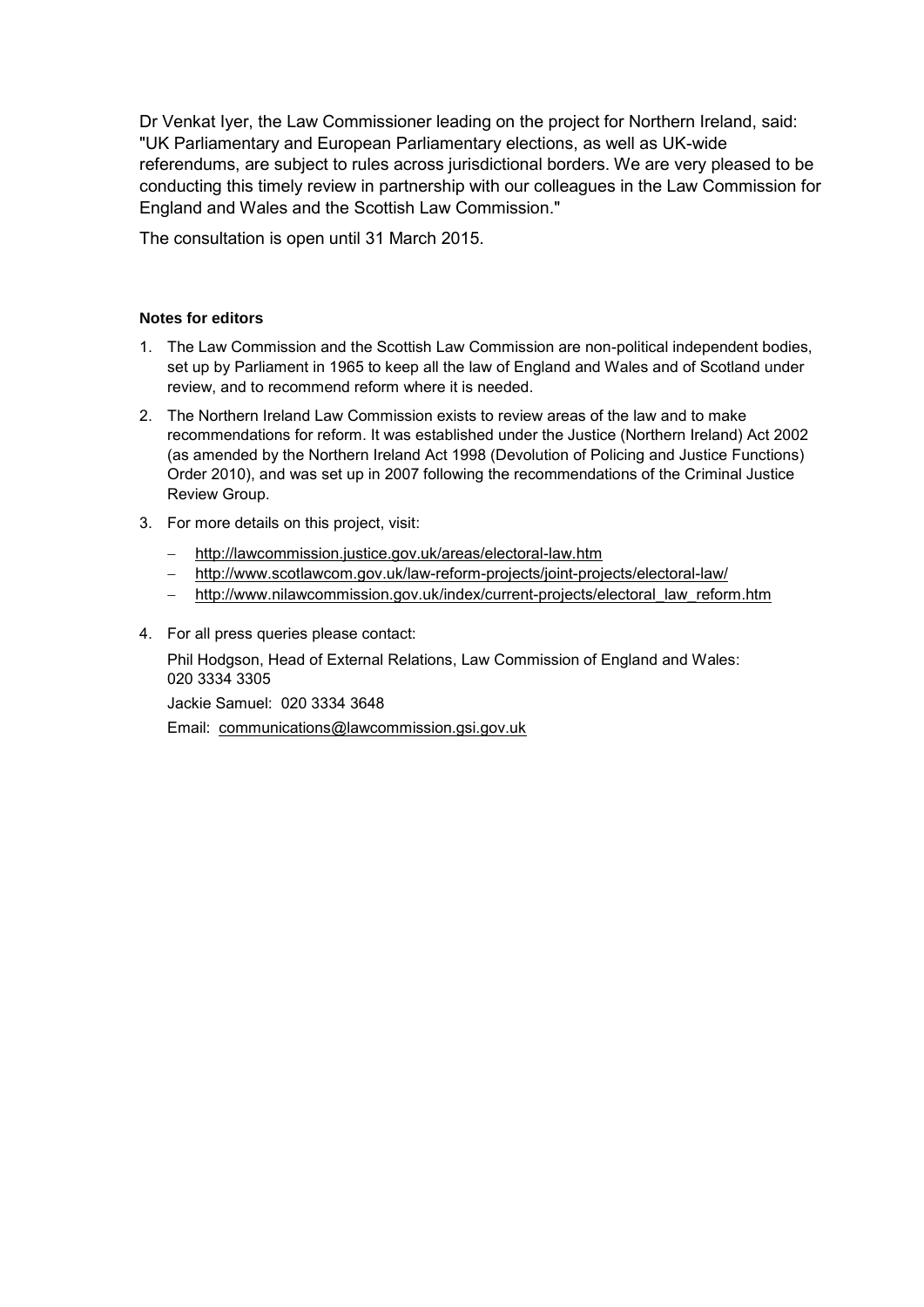Dr Venkat Iyer, the Law Commissioner leading on the project for Northern Ireland, said: "UK Parliamentary and European Parliamentary elections, as well as UK-wide referendums, are subject to rules across jurisdictional borders. We are very pleased to be conducting this timely review in partnership with our colleagues in the Law Commission for England and Wales and the Scottish Law Commission."

The consultation is open until 31 March 2015.

**Notes for editors**

1. The Law Commission and the Scottish Law Commission are non-political independent bodies, set up by Parliament in 1965 to keep all the law of England and Wales and of Scotland under review, and to recommend reform where it is needed.
2. The Northern Ireland Law Commission exists to review areas of the law and to make recommendations for reform. It was established under the Justice (Northern Ireland) Act 2002 (as amended by the Northern Ireland Act 1998 (Devolution of Policing and Justice Functions) Order 2010), and was set up in 2007 following the recommendations of the Criminal Justice Review Group.
3. For more details on this project, visit:
   - http://lawcommission.justice.gov.uk/areas/electoral-law.htm
   - http://www.scotlawcom.gov.uk/law-reform-projects/joint-projects/electoral-law/
   - http://www.nilawcommission.gov.uk/index/current-projects/electoral_law_reform.htm
4. For all press queries please contact:

   Phil Hodgson, Head of External Relations, Law Commission of England and Wales: 020 3334 3305

   Jackie Samuel: 020 3334 3648

   Email: communications@lawcommission.gsi.gov.uk